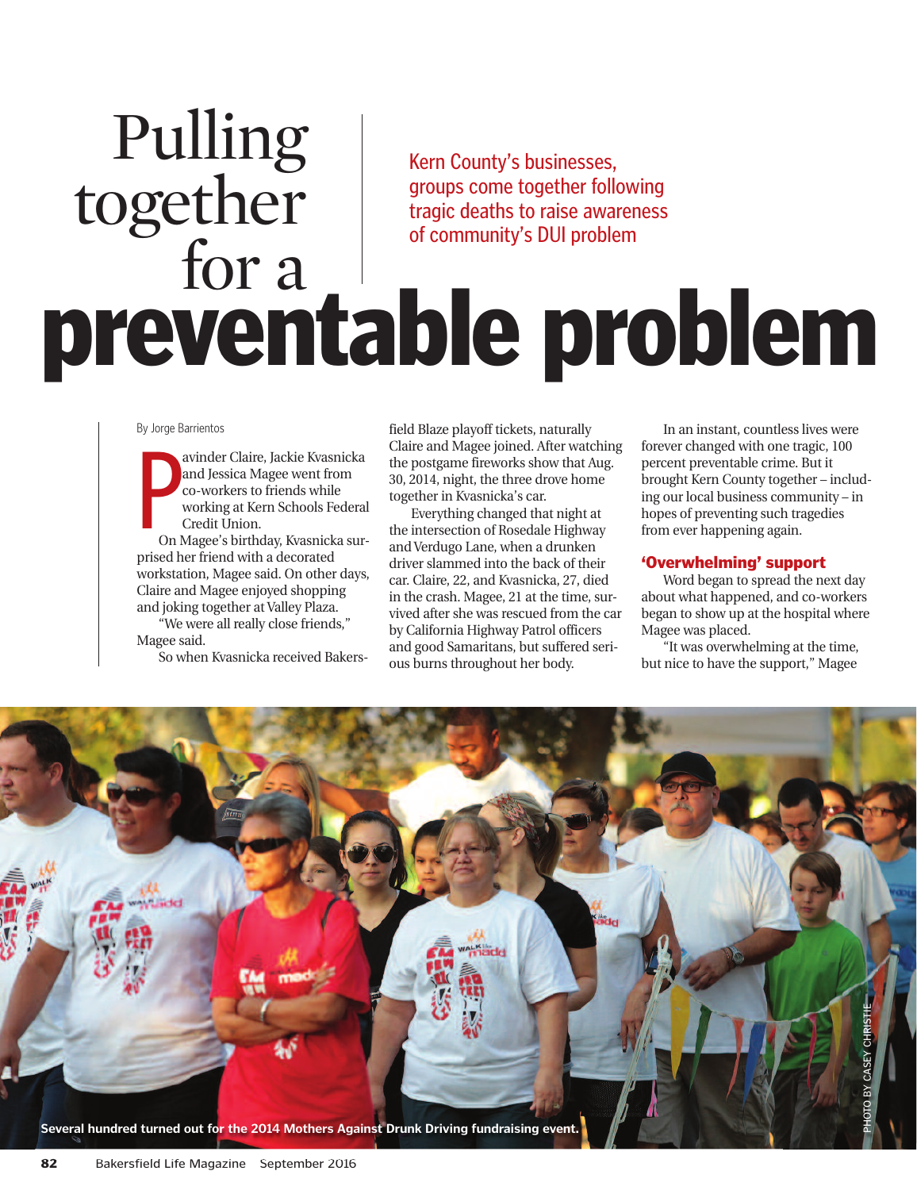# Pulling together for a preventable problem

Kern County's businesses, groups come together following tragic deaths to raise awareness of community's DUI problem

By Jorge Barrientos

Pavinder Claire, Jackie Kvasnicka and Jessica Magee went from co-workers to friends while working at Kern Schools Federal Credit Union.

On Magee's birthday, Kvasnicka surprised her friend with a decorated workstation, Magee said. On other days, Claire and Magee enjoyed shopping and joking together at Valley Plaza.

"We were all really close friends," Magee said.

So when Kvasnicka received Bakersfield Blaze playoff tickets, naturally Claire and Magee joined. After watching the postgame fireworks show that Aug. 30, 2014, night, the three drove home together in Kvasnicka's car.

Everything changed that night at the intersection of Rosedale Highway and Verdugo Lane, when a drunken driver slammed into the back of their car. Claire, 22, and Kvasnicka, 27, died in the crash. Magee, 21 at the time, survived after she was rescued from the car by California Highway Patrol officers and good Samaritans, but suffered serious burns throughout her body.

In an instant, countless lives were forever changed with one tragic, 100 percent preventable crime. But it brought Kern County together – including our local business community – in hopes of preventing such tragedies from ever happening again.

## 'Overwhelming' support

Word began to spread the next day about what happened, and co-workers began to show up at the hospital where Magee was placed.

"It was overwhelming at the time, but nice to have the support," Magee

Several hundred turned out for the 2014 Mothers Against Drunk Driving fundraising event.

PHOTO BY CASEY CHRISTIE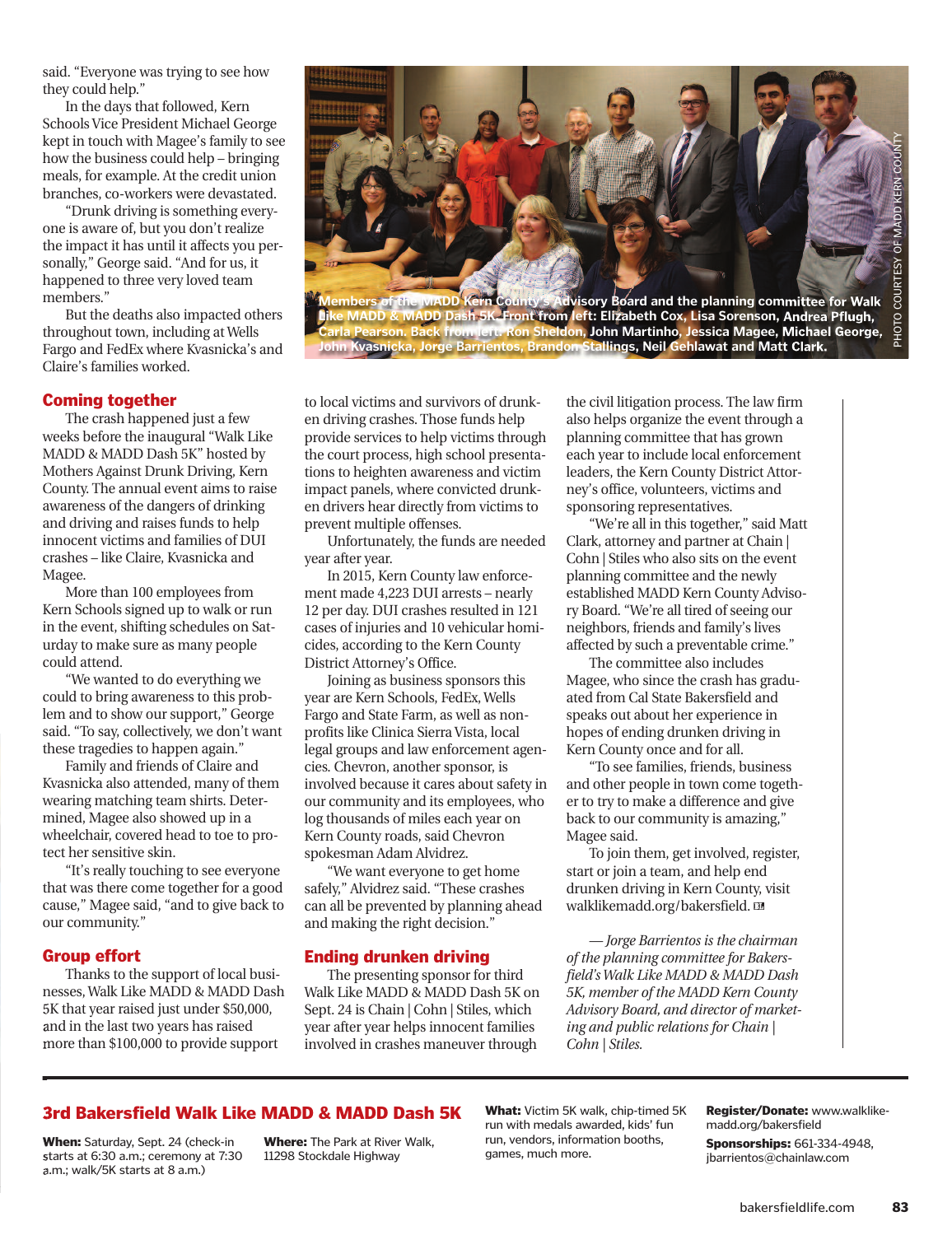said. "Everyone was trying to see how they could help."

In the days that followed, Kern Schools Vice President Michael George kept in touch with Magee's family to see how the business could help – bringing meals, for example. At the credit union branches, co-workers were devastated.

"Drunk driving is something everyone is aware of, but you don't realize the impact it has until it affects you personally," George said. "And for us, it happened to three very loved team members."

But the deaths also impacted others throughout town, including at Wells Fargo and FedEx where Kvasnicka's and Claire's families worked.

Members of the MADD Kern County's Advisory Board and the planning committee for Walk Like MADD & MADD Dash 5K. Front from left: Elizabeth Cox, Lisa Sorenson, Andrea Pflugh, Carla Pearson. Back from left: Ron Sheldon, John Martinho, Jessica Magee, Michael George, John Kvasnicka, Jorge Barrientos, Brandon Stallings, Neil Gehlawat and Matt Clark.

PHOTO COURTESY OF MADD KERN COUNTY

## Coming together

The crash happened just a few weeks before the inaugural "Walk Like MADD & MADD Dash 5K" hosted by Mothers Against Drunk Driving, Kern County. The annual event aims to raise awareness of the dangers of drinking and driving and raises funds to help innocent victims and families of DUI crashes – like Claire, Kvasnicka and Magee.

More than 100 employees from Kern Schools signed up to walk or run in the event, shifting schedules on Saturday to make sure as many people could attend.

"We wanted to do everything we could to bring awareness to this problem and to show our support," George said. "To say, collectively, we don't want these tragedies to happen again."

Family and friends of Claire and Kvasnicka also attended, many of them wearing matching team shirts. Determined, Magee also showed up in a wheelchair, covered head to toe to protect her sensitive skin.

"It's really touching to see everyone that was there come together for a good cause," Magee said, "and to give back to our community."

## Group effort

Thanks to the support of local businesses, Walk Like MADD & MADD Dash 5K that year raised just under $50,000, and in the last two years has raised more than $100,000 to provide support to local victims and survivors of drunken driving crashes. Those funds help provide services to help victims through the court process, high school presentations to heighten awareness and victim impact panels, where convicted drunken drivers hear directly from victims to prevent multiple offenses.

Unfortunately, the funds are needed year after year.

In 2015, Kern County law enforcement made 4,223 DUI arrests – nearly 12 per day. DUI crashes resulted in 121 cases of injuries and 10 vehicular homicides, according to the Kern County District Attorney's Office.

Joining as business sponsors this year are Kern Schools, FedEx, Wells Fargo and State Farm, as well as nonprofits like Clinica Sierra Vista, local legal groups and law enforcement agencies. Chevron, another sponsor, is involved because it cares about safety in our community and its employees, who log thousands of miles each year on Kern County roads, said Chevron spokesman Adam Alvidrez.

"We want everyone to get home safely," Alvidrez said. "These crashes can all be prevented by planning ahead and making the right decision."

## Ending drunken driving

The presenting sponsor for third Walk Like MADD & MADD Dash 5K on Sept. 24 is Chain | Cohn | Stiles, which year after year helps innocent families involved in crashes maneuver through the civil litigation process. The law firm also helps organize the event through a planning committee that has grown each year to include local enforcement leaders, the Kern County District Attorney's office, volunteers, victims and sponsoring representatives.

"We're all in this together," said Matt Clark, attorney and partner at Chain | Cohn | Stiles who also sits on the event planning committee and the newly established MADD Kern County Advisory Board. "We're all tired of seeing our neighbors, friends and family's lives affected by such a preventable crime."

The committee also includes Magee, who since the crash has graduated from Cal State Bakersfield and speaks out about her experience in hopes of ending drunken driving in Kern County once and for all.

"To see families, friends, business and other people in town come together to try to make a difference and give back to our community is amazing," Magee said.

To join them, get involved, register, start or join a team, and help end drunken driving in Kern County, visit walklikemadd.org/bakersfield.

*— Jorge Barrientos is the chairman of the planning committee for Bakersfield's Walk Like MADD & MADD Dash 5K, member of the MADD Kern County Advisory Board, and director of marketing and public relations for Chain | Cohn | Stiles.*

---

## 3rd Bakersfield Walk Like MADD & MADD Dash 5K

**When:** Saturday, Sept. 24 (check-in starts at 6:30 a.m.; ceremony at 7:30 a.m.; walk/5K starts at 8 a.m.)

**Where:** The Park at River Walk, 11298 Stockdale Highway

**What:** Victim 5K walk, chip-timed 5K run with medals awarded, kids' fun run, vendors, information booths, games, much more.

**Register/Donate:** www.walklikemadd.org/bakersfield

**Sponsorships:** 661-334-4948, jbarrientos@chainlaw.com